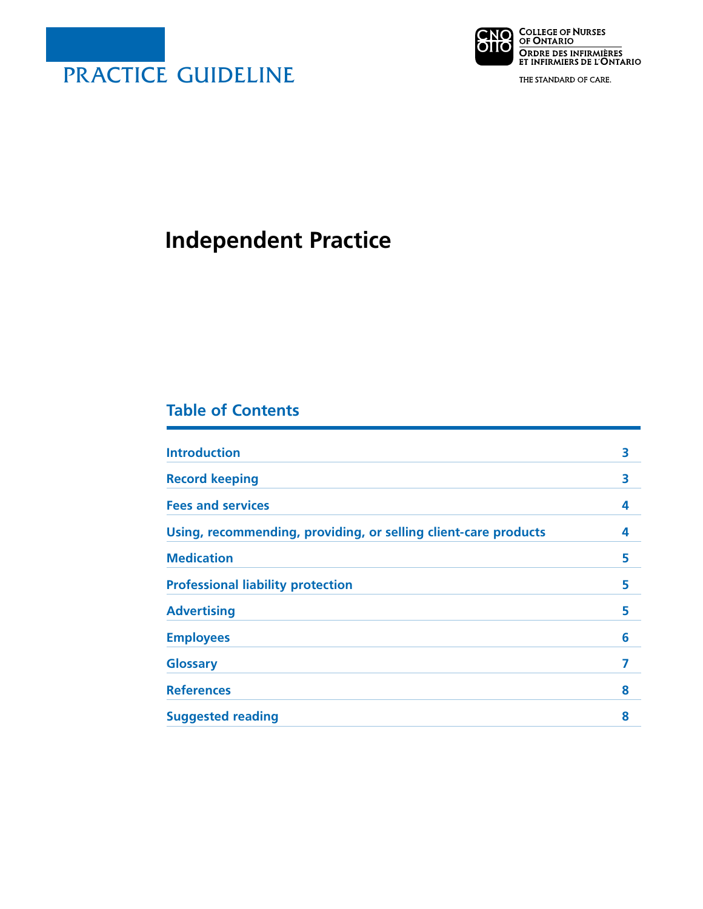PRACTICE GUIDELINE

College of Nurses of Ontario
Ordre des infirmières et infirmiers de l'Ontario

THE STANDARD OF CARE.

# Independent Practice

## Table of Contents

| | |
|---|---|
| Introduction | 3 |
| Record keeping | 3 |
| Fees and services | 4 |
| Using, recommending, providing, or selling client-care products | 4 |
| Medication | 5 |
| Professional liability protection | 5 |
| Advertising | 5 |
| Employees | 6 |
| Glossary | 7 |
| References | 8 |
| Suggested reading | 8 |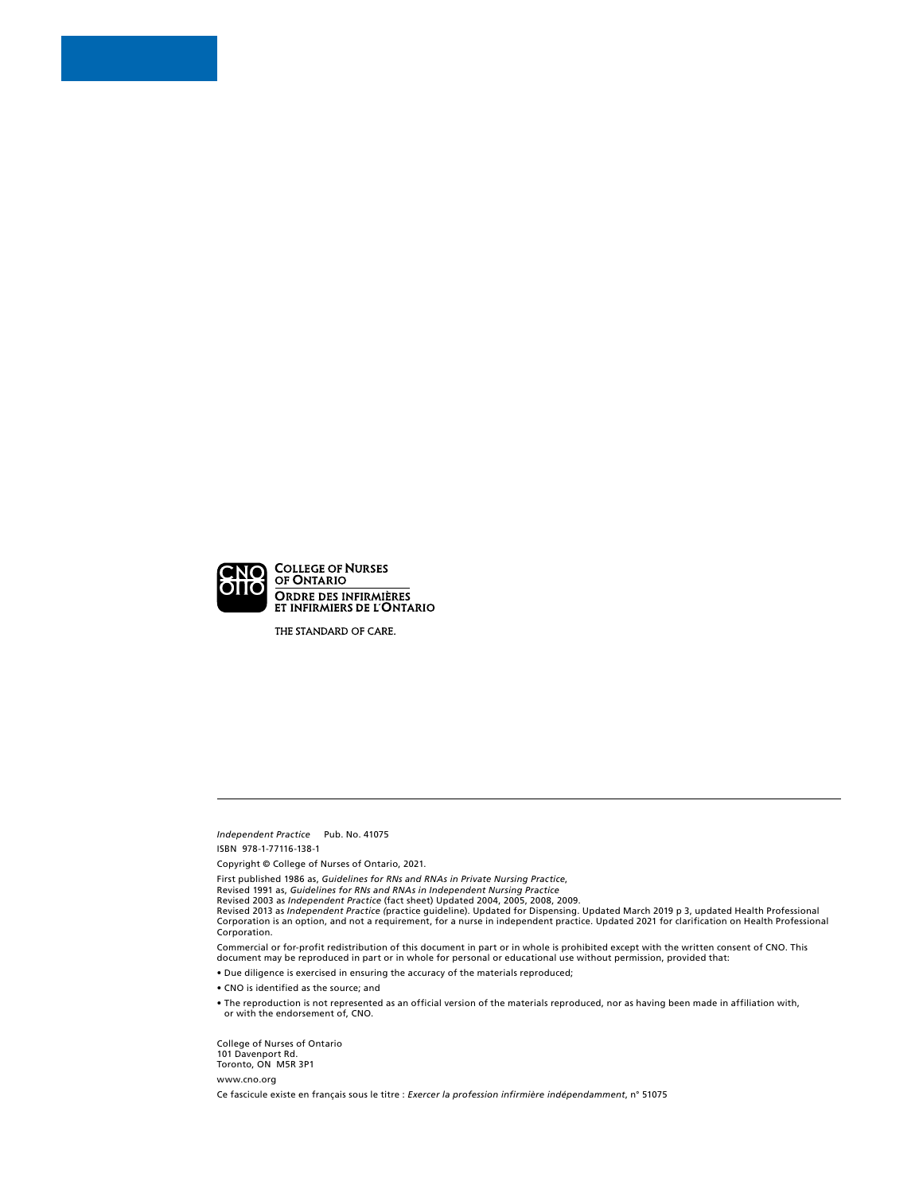COLLEGE OF NURSES OF ONTARIO
ORDRE DES INFIRMIÈRES ET INFIRMIERS DE L'ONTARIO

THE STANDARD OF CARE.

---

*Independent Practice* Pub. No. 41075

ISBN 978-1-77116-138-1

Copyright © College of Nurses of Ontario, 2021.

First published 1986 as, *Guidelines for RNs and RNAs in Private Nursing Practice*,
Revised 1991 as, *Guidelines for RNs and RNAs in Independent Nursing Practice*
Revised 2003 as *Independent Practice* (fact sheet) Updated 2004, 2005, 2008, 2009.
Revised 2013 as *Independent Practice (*practice guideline). Updated for Dispensing. Updated March 2019 p 3, updated Health Professional Corporation is an option, and not a requirement, for a nurse in independent practice. Updated 2021 for clarification on Health Professional Corporation.

Commercial or for-profit redistribution of this document in part or in whole is prohibited except with the written consent of CNO. This document may be reproduced in part or in whole for personal or educational use without permission, provided that:

- Due diligence is exercised in ensuring the accuracy of the materials reproduced;
- CNO is identified as the source; and
- The reproduction is not represented as an official version of the materials reproduced, nor as having been made in affiliation with, or with the endorsement of, CNO.

College of Nurses of Ontario
101 Davenport Rd.
Toronto, ON M5R 3P1

www.cno.org

Ce fascicule existe en français sous le titre : *Exercer la profession infirmière indépendamment*, n° 51075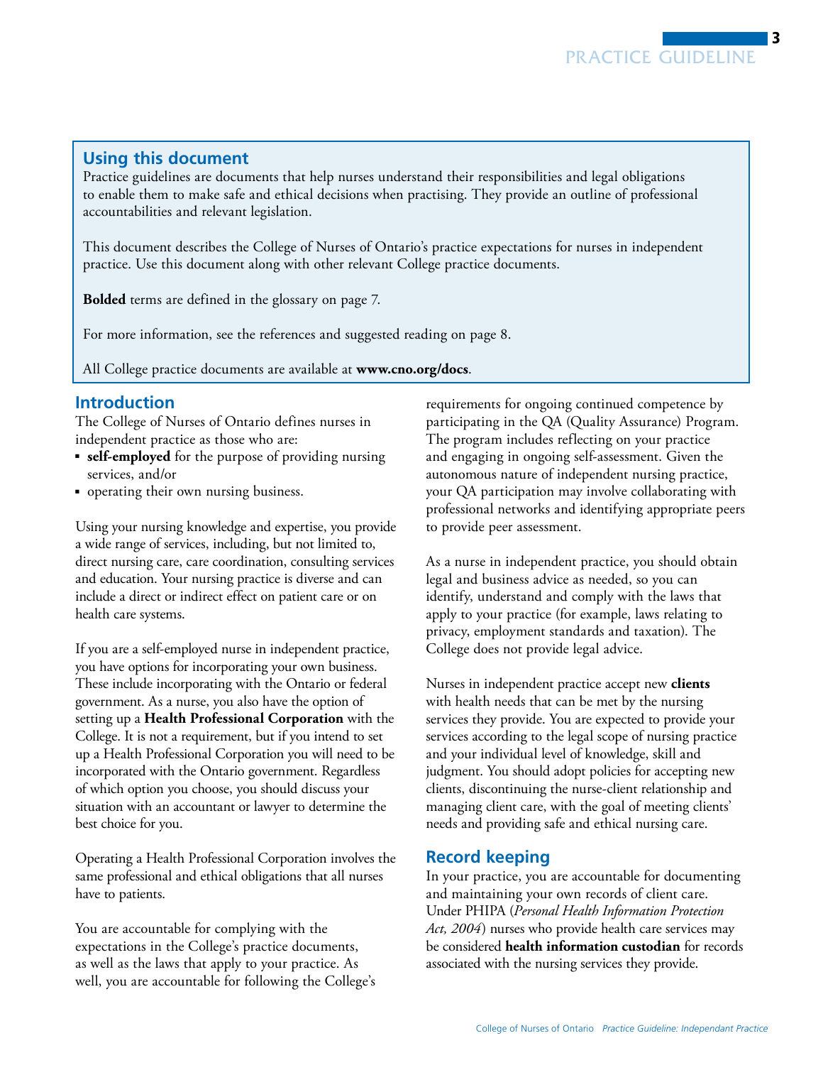## Using this document

Practice guidelines are documents that help nurses understand their responsibilities and legal obligations to enable them to make safe and ethical decisions when practising. They provide an outline of professional accountabilities and relevant legislation.

This document describes the College of Nurses of Ontario's practice expectations for nurses in independent practice. Use this document along with other relevant College practice documents.

**Bolded** terms are defined in the glossary on page 7.

For more information, see the references and suggested reading on page 8.

All College practice documents are available at **www.cno.org/docs**.

## Introduction

The College of Nurses of Ontario defines nurses in independent practice as those who are:

- **self-employed** for the purpose of providing nursing services, and/or
- operating their own nursing business.

Using your nursing knowledge and expertise, you provide a wide range of services, including, but not limited to, direct nursing care, care coordination, consulting services and education. Your nursing practice is diverse and can include a direct or indirect effect on patient care or on health care systems.

If you are a self-employed nurse in independent practice, you have options for incorporating your own business. These include incorporating with the Ontario or federal government. As a nurse, you also have the option of setting up a **Health Professional Corporation** with the College. It is not a requirement, but if you intend to set up a Health Professional Corporation you will need to be incorporated with the Ontario government. Regardless of which option you choose, you should discuss your situation with an accountant or lawyer to determine the best choice for you.

Operating a Health Professional Corporation involves the same professional and ethical obligations that all nurses have to patients.

You are accountable for complying with the expectations in the College's practice documents, as well as the laws that apply to your practice. As well, you are accountable for following the College's requirements for ongoing continued competence by participating in the QA (Quality Assurance) Program. The program includes reflecting on your practice and engaging in ongoing self-assessment. Given the autonomous nature of independent nursing practice, your QA participation may involve collaborating with professional networks and identifying appropriate peers to provide peer assessment.

As a nurse in independent practice, you should obtain legal and business advice as needed, so you can identify, understand and comply with the laws that apply to your practice (for example, laws relating to privacy, employment standards and taxation). The College does not provide legal advice.

Nurses in independent practice accept new **clients** with health needs that can be met by the nursing services they provide. You are expected to provide your services according to the legal scope of nursing practice and your individual level of knowledge, skill and judgment. You should adopt policies for accepting new clients, discontinuing the nurse-client relationship and managing client care, with the goal of meeting clients' needs and providing safe and ethical nursing care.

## Record keeping

In your practice, you are accountable for documenting and maintaining your own records of client care. Under PHIPA (*Personal Health Information Protection Act, 2004*) nurses who provide health care services may be considered **health information custodian** for records associated with the nursing services they provide.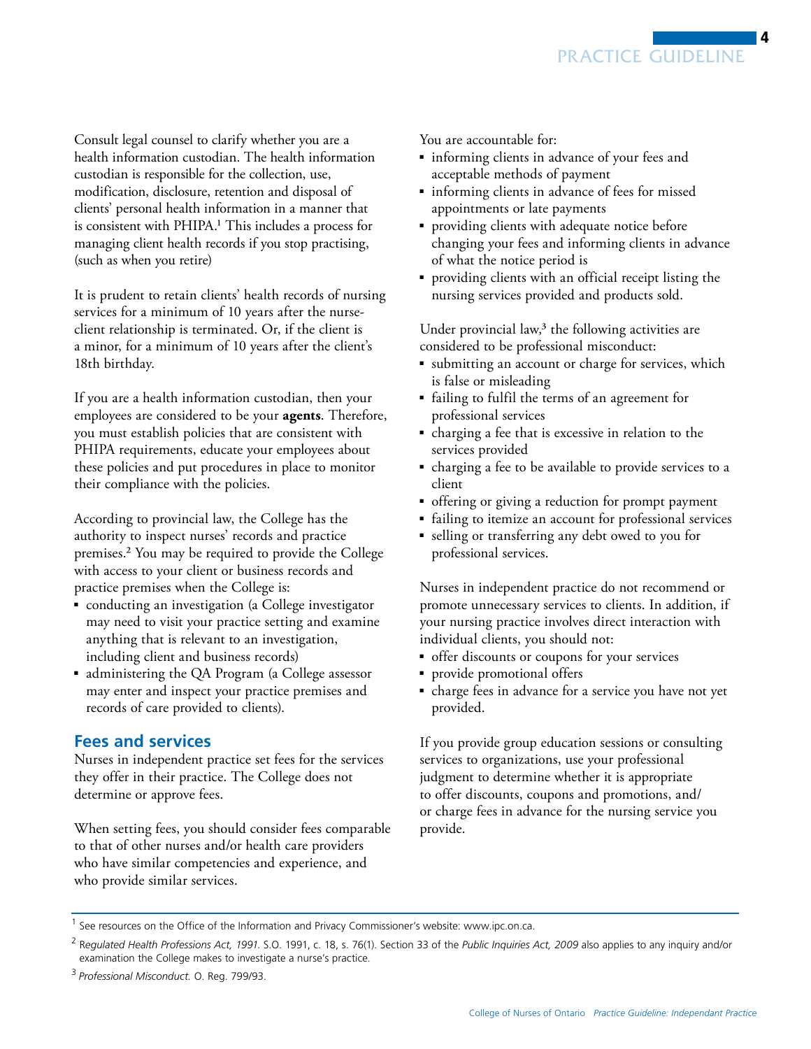Consult legal counsel to clarify whether you are a health information custodian. The health information custodian is responsible for the collection, use, modification, disclosure, retention and disposal of clients' personal health information in a manner that is consistent with PHIPA.[1] This includes a process for managing client health records if you stop practising, (such as when you retire)

It is prudent to retain clients' health records of nursing services for a minimum of 10 years after the nurse-client relationship is terminated. Or, if the client is a minor, for a minimum of 10 years after the client's 18th birthday.

If you are a health information custodian, then your employees are considered to be your **agents**. Therefore, you must establish policies that are consistent with PHIPA requirements, educate your employees about these policies and put procedures in place to monitor their compliance with the policies.

According to provincial law, the College has the authority to inspect nurses' records and practice premises.[2] You may be required to provide the College with access to your client or business records and practice premises when the College is:

- conducting an investigation (a College investigator may need to visit your practice setting and examine anything that is relevant to an investigation, including client and business records)
- administering the QA Program (a College assessor may enter and inspect your practice premises and records of care provided to clients).

## Fees and services

Nurses in independent practice set fees for the services they offer in their practice. The College does not determine or approve fees.

When setting fees, you should consider fees comparable to that of other nurses and/or health care providers who have similar competencies and experience, and who provide similar services.

You are accountable for:

- informing clients in advance of your fees and acceptable methods of payment
- informing clients in advance of fees for missed appointments or late payments
- providing clients with adequate notice before changing your fees and informing clients in advance of what the notice period is
- providing clients with an official receipt listing the nursing services provided and products sold.

Under provincial law,[3] the following activities are considered to be professional misconduct:

- submitting an account or charge for services, which is false or misleading
- failing to fulfil the terms of an agreement for professional services
- charging a fee that is excessive in relation to the services provided
- charging a fee to be available to provide services to a client
- offering or giving a reduction for prompt payment
- failing to itemize an account for professional services
- selling or transferring any debt owed to you for professional services.

Nurses in independent practice do not recommend or promote unnecessary services to clients. In addition, if your nursing practice involves direct interaction with individual clients, you should not:

- offer discounts or coupons for your services
- provide promotional offers
- charge fees in advance for a service you have not yet provided.

If you provide group education sessions or consulting services to organizations, use your professional judgment to determine whether it is appropriate to offer discounts, coupons and promotions, and/or charge fees in advance for the nursing service you provide.

---

[1] See resources on the Office of the Information and Privacy Commissioner's website: www.ipc.on.ca.

[2] *Regulated Health Professions Act, 1991.* S.O. 1991, c. 18, s. 76(1). Section 33 of the *Public Inquiries Act, 2009* also applies to any inquiry and/or examination the College makes to investigate a nurse's practice.

[3] *Professional Misconduct.* O. Reg. 799/93.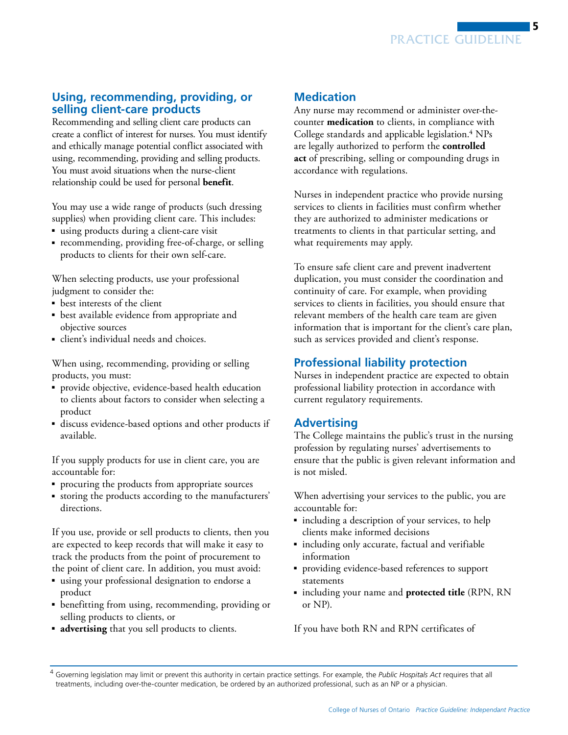## Using, recommending, providing, or selling client-care products

Recommending and selling client care products can create a conflict of interest for nurses. You must identify and ethically manage potential conflict associated with using, recommending, providing and selling products. You must avoid situations when the nurse-client relationship could be used for personal **benefit**.

You may use a wide range of products (such dressing supplies) when providing client care. This includes:

- using products during a client-care visit
- recommending, providing free-of-charge, or selling products to clients for their own self-care.

When selecting products, use your professional judgment to consider the:

- best interests of the client
- best available evidence from appropriate and objective sources
- client's individual needs and choices.

When using, recommending, providing or selling products, you must:

- provide objective, evidence-based health education to clients about factors to consider when selecting a product
- discuss evidence-based options and other products if available.

If you supply products for use in client care, you are accountable for:

- procuring the products from appropriate sources
- storing the products according to the manufacturers' directions.

If you use, provide or sell products to clients, then you are expected to keep records that will make it easy to track the products from the point of procurement to the point of client care. In addition, you must avoid:

- using your professional designation to endorse a product
- benefitting from using, recommending, providing or selling products to clients, or
- **advertising** that you sell products to clients.

## Medication

Any nurse may recommend or administer over-the-counter **medication** to clients, in compliance with College standards and applicable legislation.[4] NPs are legally authorized to perform the **controlled act** of prescribing, selling or compounding drugs in accordance with regulations.

Nurses in independent practice who provide nursing services to clients in facilities must confirm whether they are authorized to administer medications or treatments to clients in that particular setting, and what requirements may apply.

To ensure safe client care and prevent inadvertent duplication, you must consider the coordination and continuity of care. For example, when providing services to clients in facilities, you should ensure that relevant members of the health care team are given information that is important for the client's care plan, such as services provided and client's response.

## Professional liability protection

Nurses in independent practice are expected to obtain professional liability protection in accordance with current regulatory requirements.

## Advertising

The College maintains the public's trust in the nursing profession by regulating nurses' advertisements to ensure that the public is given relevant information and is not misled.

When advertising your services to the public, you are accountable for:

- including a description of your services, to help clients make informed decisions
- including only accurate, factual and verifiable information
- providing evidence-based references to support statements
- including your name and **protected title** (RPN, RN or NP).

If you have both RN and RPN certificates of

---

[4] Governing legislation may limit or prevent this authority in certain practice settings. For example, the *Public Hospitals Act* requires that all treatments, including over-the-counter medication, be ordered by an authorized professional, such as an NP or a physician.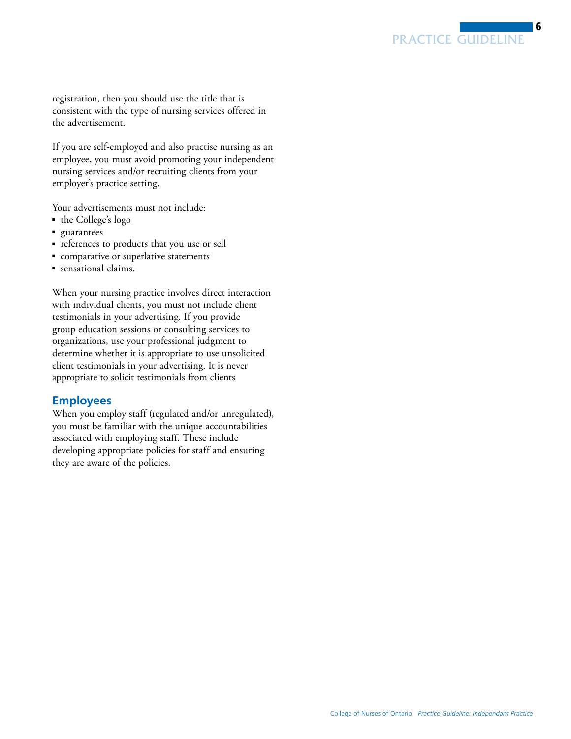registration, then you should use the title that is consistent with the type of nursing services offered in the advertisement.

If you are self-employed and also practise nursing as an employee, you must avoid promoting your independent nursing services and/or recruiting clients from your employer's practice setting.

Your advertisements must not include:

- the College's logo
- guarantees
- references to products that you use or sell
- comparative or superlative statements
- sensational claims.

When your nursing practice involves direct interaction with individual clients, you must not include client testimonials in your advertising. If you provide group education sessions or consulting services to organizations, use your professional judgment to determine whether it is appropriate to use unsolicited client testimonials in your advertising. It is never appropriate to solicit testimonials from clients

## Employees

When you employ staff (regulated and/or unregulated), you must be familiar with the unique accountabilities associated with employing staff. These include developing appropriate policies for staff and ensuring they are aware of the policies.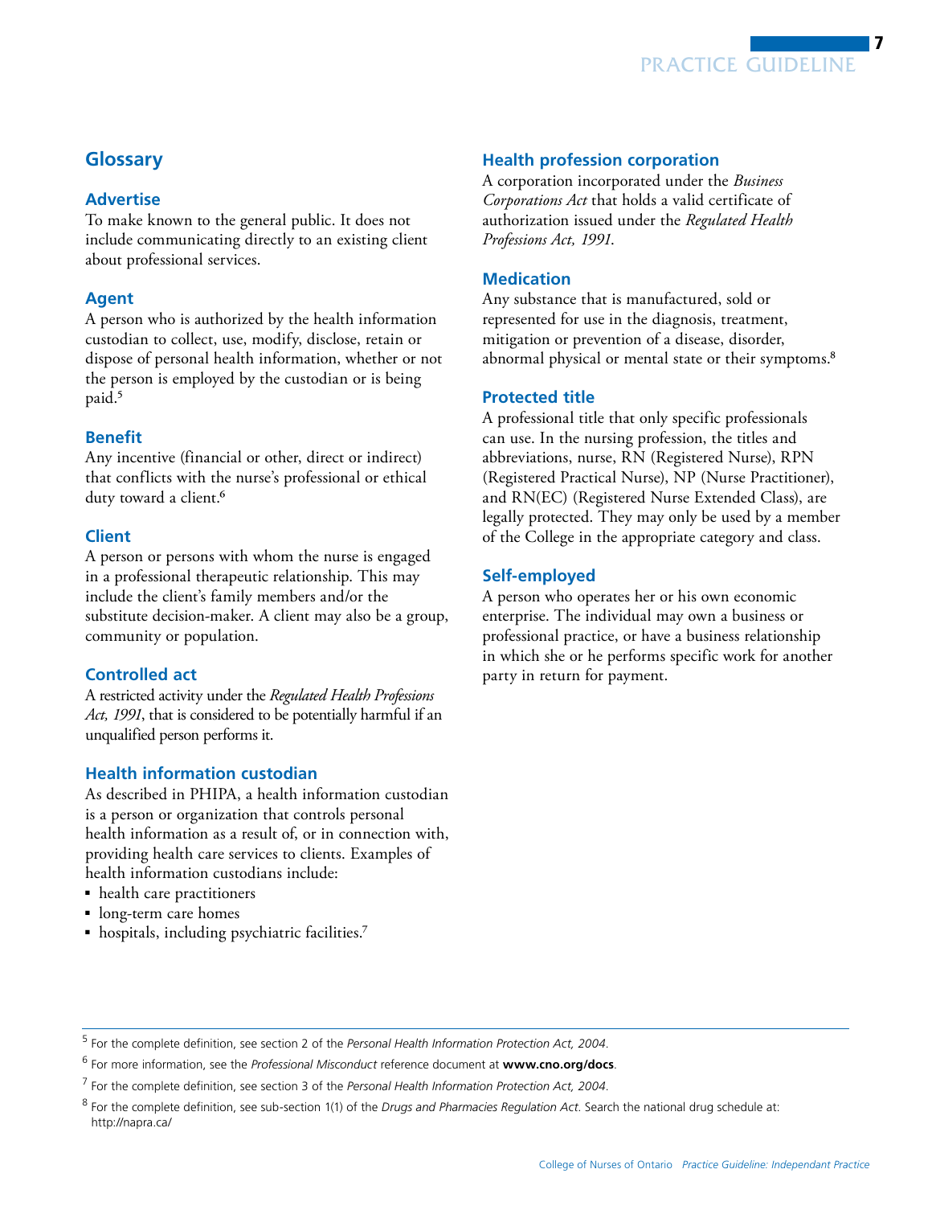## Glossary

### Advertise

To make known to the general public. It does not include communicating directly to an existing client about professional services.

### Agent

A person who is authorized by the health information custodian to collect, use, modify, disclose, retain or dispose of personal health information, whether or not the person is employed by the custodian or is being paid.[5]

### Benefit

Any incentive (financial or other, direct or indirect) that conflicts with the nurse's professional or ethical duty toward a client.[6]

### Client

A person or persons with whom the nurse is engaged in a professional therapeutic relationship. This may include the client's family members and/or the substitute decision-maker. A client may also be a group, community or population.

### Controlled act

A restricted activity under the *Regulated Health Professions Act, 1991*, that is considered to be potentially harmful if an unqualified person performs it.

### Health information custodian

As described in PHIPA, a health information custodian is a person or organization that controls personal health information as a result of, or in connection with, providing health care services to clients. Examples of health information custodians include:

- health care practitioners
- long-term care homes
- hospitals, including psychiatric facilities.[7]

### Health profession corporation

A corporation incorporated under the *Business Corporations Act* that holds a valid certificate of authorization issued under the *Regulated Health Professions Act, 1991*.

### Medication

Any substance that is manufactured, sold or represented for use in the diagnosis, treatment, mitigation or prevention of a disease, disorder, abnormal physical or mental state or their symptoms.[8]

### Protected title

A professional title that only specific professionals can use. In the nursing profession, the titles and abbreviations, nurse, RN (Registered Nurse), RPN (Registered Practical Nurse), NP (Nurse Practitioner), and RN(EC) (Registered Nurse Extended Class), are legally protected. They may only be used by a member of the College in the appropriate category and class.

### Self-employed

A person who operates her or his own economic enterprise. The individual may own a business or professional practice, or have a business relationship in which she or he performs specific work for another party in return for payment.

---

[5] For the complete definition, see section 2 of the *Personal Health Information Protection Act, 2004*.

[6] For more information, see the *Professional Misconduct* reference document at **www.cno.org/docs**.

[7] For the complete definition, see section 3 of the *Personal Health Information Protection Act, 2004*.

[8] For the complete definition, see sub-section 1(1) of the *Drugs and Pharmacies Regulation Act*. Search the national drug schedule at: http://napra.ca/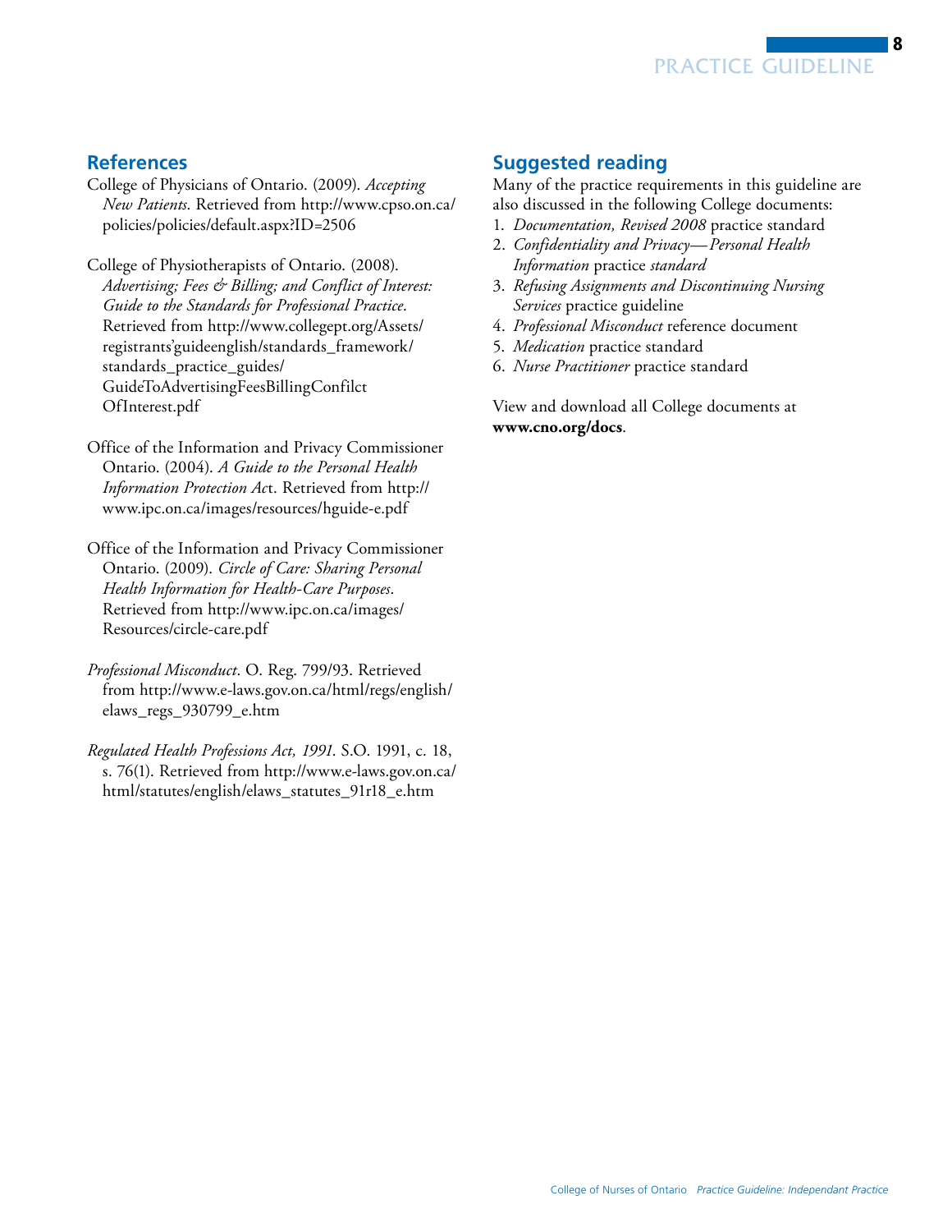## References

College of Physicians of Ontario. (2009). *Accepting New Patients*. Retrieved from http://www.cpso.on.ca/policies/policies/default.aspx?ID=2506

College of Physiotherapists of Ontario. (2008). *Advertising; Fees & Billing; and Conflict of Interest: Guide to the Standards for Professional Practice*. Retrieved from http://www.collegept.org/Assets/registrants'guideenglish/standards_framework/standards_practice_guides/GuideToAdvertisingFeesBillingConfilctOfInterest.pdf

Office of the Information and Privacy Commissioner Ontario. (2004). *A Guide to the Personal Health Information Protection Act*. Retrieved from http://www.ipc.on.ca/images/resources/hguide-e.pdf

Office of the Information and Privacy Commissioner Ontario. (2009). *Circle of Care: Sharing Personal Health Information for Health-Care Purposes*. Retrieved from http://www.ipc.on.ca/images/Resources/circle-care.pdf

*Professional Misconduct*. O. Reg. 799/93. Retrieved from http://www.e-laws.gov.on.ca/html/regs/english/elaws_regs_930799_e.htm

*Regulated Health Professions Act, 1991*. S.O. 1991, c. 18, s. 76(1). Retrieved from http://www.e-laws.gov.on.ca/html/statutes/english/elaws_statutes_91r18_e.htm

## Suggested reading

Many of the practice requirements in this guideline are also discussed in the following College documents:

1. *Documentation, Revised 2008* practice standard
2. *Confidentiality and Privacy—Personal Health Information* practice *standard*
3. *Refusing Assignments and Discontinuing Nursing Services* practice guideline
4. *Professional Misconduct* reference document
5. *Medication* practice standard
6. *Nurse Practitioner* practice standard

View and download all College documents at **www.cno.org/docs**.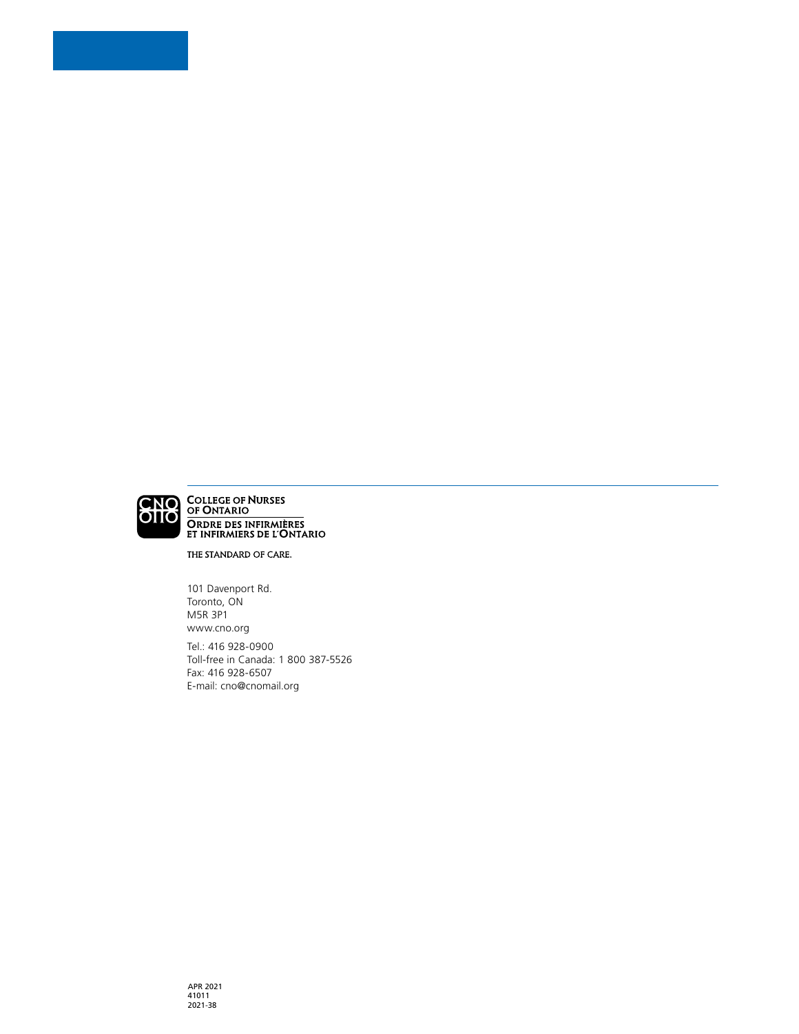College of Nurses of Ontario

Ordre des infirmières et infirmiers de l'Ontario

THE STANDARD OF CARE.

101 Davenport Rd.
Toronto, ON
M5R 3P1
www.cno.org

Tel.: 416 928-0900
Toll-free in Canada: 1 800 387-5526
Fax: 416 928-6507
E-mail: cno@cnomail.org

APR 2021
41011
2021-38